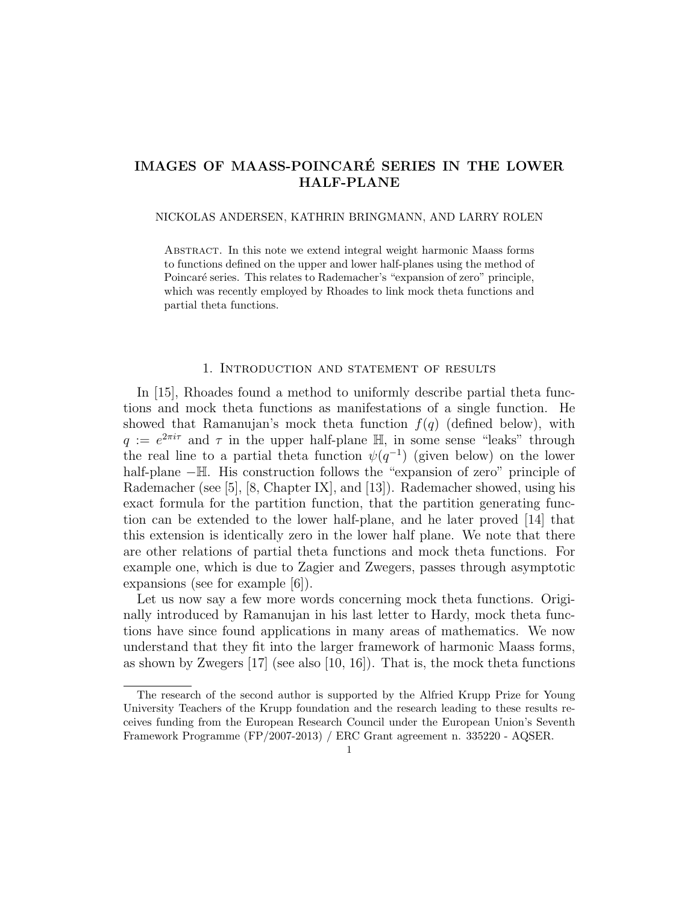# IMAGES OF MAASS-POINCARÉ SERIES IN THE LOWER HALF-PLANE

NICKOLAS ANDERSEN, KATHRIN BRINGMANN, AND LARRY ROLEN

Abstract. In this note we extend integral weight harmonic Maass forms to functions defined on the upper and lower half-planes using the method of Poincaré series. This relates to Rademacher's "expansion of zero" principle, which was recently employed by Rhoades to link mock theta functions and partial theta functions.

## 1. Introduction and statement of results

In [15], Rhoades found a method to uniformly describe partial theta functions and mock theta functions as manifestations of a single function. He showed that Ramanujan's mock theta function $f(q)$ (defined below), with $q := e^{2\pi i\tau}$ and $\tau$ in the upper half-plane $\mathbb{H}$, in some sense "leaks" through the real line to a partial theta function $\psi(q^{-1})$ (given below) on the lower half-plane $-\mathbb{H}$. His construction follows the "expansion of zero" principle of Rademacher (see [5], [8, Chapter IX], and [13]). Rademacher showed, using his exact formula for the partition function, that the partition generating function can be extended to the lower half-plane, and he later proved [14] that this extension is identically zero in the lower half plane. We note that there are other relations of partial theta functions and mock theta functions. For example one, which is due to Zagier and Zwegers, passes through asymptotic expansions (see for example [6]).

Let us now say a few more words concerning mock theta functions. Originally introduced by Ramanujan in his last letter to Hardy, mock theta functions have since found applications in many areas of mathematics. We now understand that they fit into the larger framework of harmonic Maass forms, as shown by Zwegers [17] (see also [10, 16]). That is, the mock theta functions

The research of the second author is supported by the Alfried Krupp Prize for Young University Teachers of the Krupp foundation and the research leading to these results receives funding from the European Research Council under the European Union's Seventh Framework Programme (FP/2007-2013) / ERC Grant agreement n. 335220 - AQSER.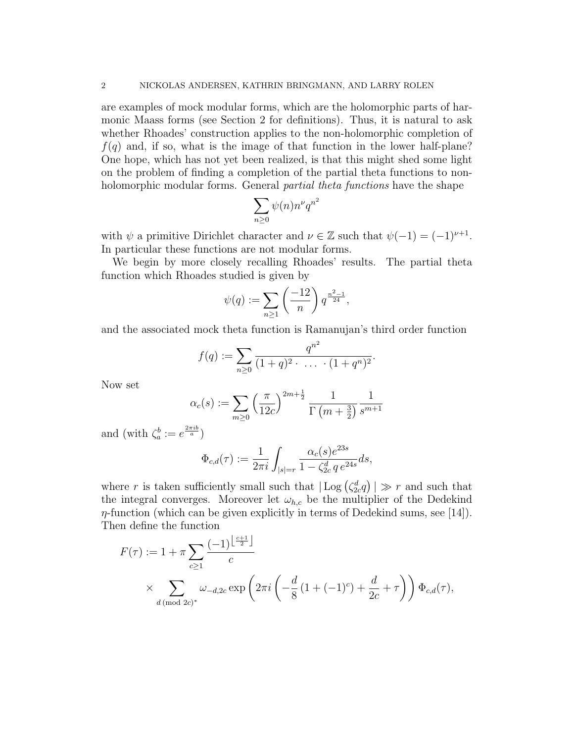are examples of mock modular forms, which are the holomorphic parts of harmonic Maass forms (see Section 2 for definitions). Thus, it is natural to ask whether Rhoades' construction applies to the non-holomorphic completion of $f(q)$ and, if so, what is the image of that function in the lower half-plane? One hope, which has not yet been realized, is that this might shed some light on the problem of finding a completion of the partial theta functions to non-holomorphic modular forms. General *partial theta functions* have the shape

$$\sum_{n\geq 0} \psi(n) n^{\nu} q^{n^2}$$

with $\psi$ a primitive Dirichlet character and $\nu \in \mathbb{Z}$ such that $\psi(-1) = (-1)^{\nu+1}$. In particular these functions are not modular forms.

We begin by more closely recalling Rhoades' results. The partial theta function which Rhoades studied is given by

$$\psi(q) := \sum_{n\geq 1} \left(\frac{-12}{n}\right) q^{\frac{n^2-1}{24}},$$

and the associated mock theta function is Ramanujan's third order function

$$f(q) := \sum_{n\geq 0} \frac{q^{n^2}}{(1+q)^2 \cdot \ \dots \ \cdot (1+q^n)^2}.$$

Now set

$$\alpha_c(s) := \sum_{m\geq 0} \left(\frac{\pi}{12c}\right)^{2m+\frac{1}{2}} \frac{1}{\Gamma\left(m+\frac{3}{2}\right)} \frac{1}{s^{m+1}}$$

and (with $\zeta_a^b := e^{\frac{2\pi i b}{a}}$)

$$\Phi_{c,d}(\tau) := \frac{1}{2\pi i} \int_{|s|=r} \frac{\alpha_c(s) e^{23s}}{1 - \zeta_{2c}^d \, q \, e^{24s}} ds,$$

where $r$ is taken sufficiently small such that $|\operatorname{Log}\left(\zeta_{2c}^d q\right)| \gg r$ and such that the integral converges. Moreover let $\omega_{h,c}$ be the multiplier of the Dedekind $\eta$-function (which can be given explicitly in terms of Dedekind sums, see [14]). Then define the function

$$F(\tau) := 1 + \pi \sum_{c\geq 1} \frac{(-1)^{\left\lfloor \frac{c+1}{2} \right\rfloor}}{c} \times \sum_{d \ (\mathrm{mod}\ 2c)^*} \omega_{-d,2c} \exp\left(2\pi i \left(-\frac{d}{8}\left(1+(-1)^c\right) + \frac{d}{2c} + \tau\right)\right) \Phi_{c,d}(\tau),$$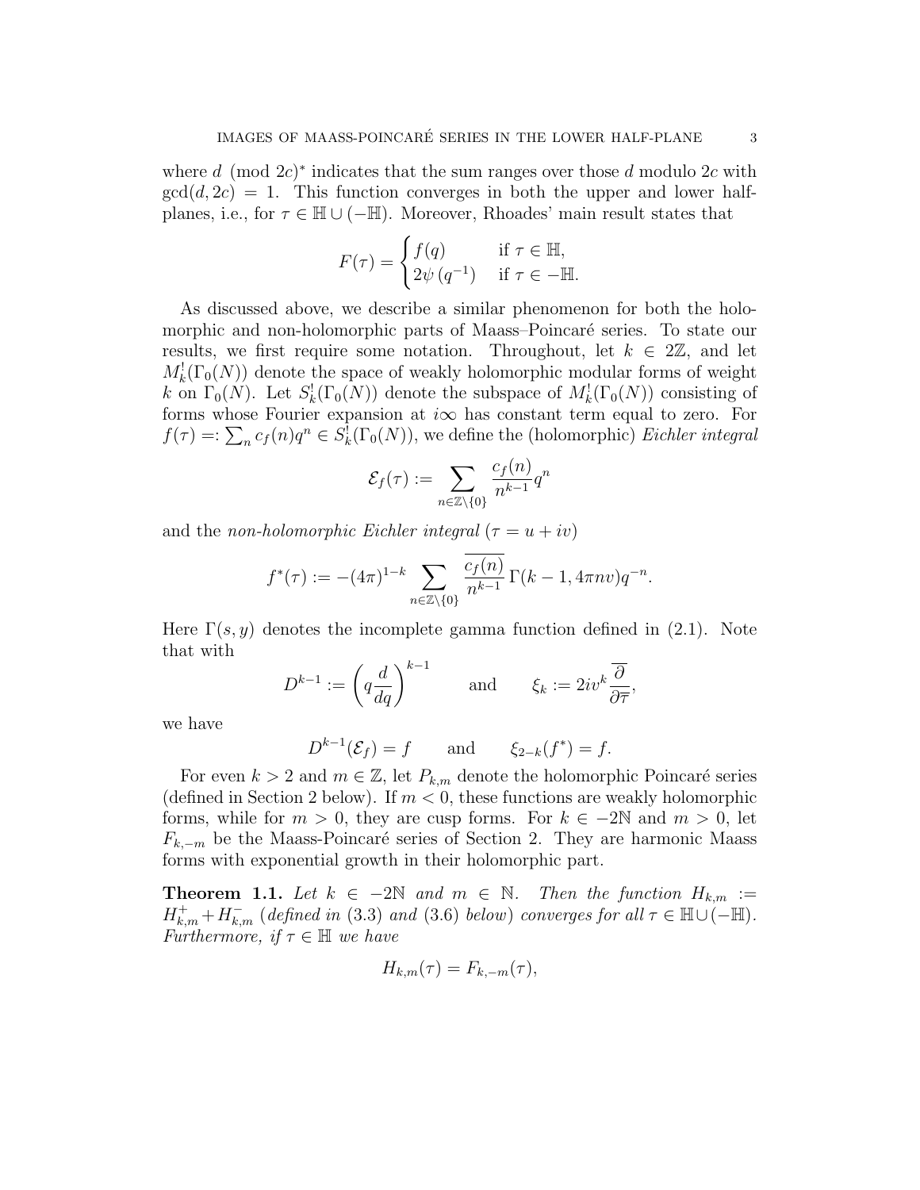where $d \pmod{2c}^*$ indicates that the sum ranges over those $d$ modulo $2c$ with $\gcd(d, 2c) = 1$. This function converges in both the upper and lower half-planes, i.e., for $\tau \in \mathbb{H} \cup (-\mathbb{H})$. Moreover, Rhoades' main result states that

$$F(\tau) = \begin{cases} f(q) & \text{if } \tau \in \mathbb{H}, \\ 2\psi\left(q^{-1}\right) & \text{if } \tau \in -\mathbb{H}. \end{cases}$$

As discussed above, we describe a similar phenomenon for both the holomorphic and non-holomorphic parts of Maass–Poincaré series. To state our results, we first require some notation. Throughout, let $k \in 2\mathbb{Z}$, and let $M_k^!(\Gamma_0(N))$ denote the space of weakly holomorphic modular forms of weight $k$ on $\Gamma_0(N)$. Let $S_k^!(\Gamma_0(N))$ denote the subspace of $M_k^!(\Gamma_0(N))$ consisting of forms whose Fourier expansion at $i\infty$ has constant term equal to zero. For $f(\tau) =: \sum_n c_f(n)q^n \in S_k^!(\Gamma_0(N))$, we define the (holomorphic) *Eichler integral*

$$\mathcal{E}_f(\tau) := \sum_{n \in \mathbb{Z}\setminus\{0\}} \frac{c_f(n)}{n^{k-1}} q^n$$

and the *non-holomorphic Eichler integral* ($\tau = u + iv$)

$$f^*(\tau) := -(4\pi)^{1-k} \sum_{n \in \mathbb{Z}\setminus\{0\}} \frac{\overline{c_f(n)}}{n^{k-1}} \Gamma(k-1, 4\pi nv) q^{-n}.$$

Here $\Gamma(s, y)$ denotes the incomplete gamma function defined in (2.1). Note that with

$$D^{k-1} := \left(q\frac{d}{dq}\right)^{k-1} \qquad \text{and} \qquad \xi_k := 2iv^k \overline{\frac{\partial}{\partial \overline{\tau}}},$$

we have

$$D^{k-1}(\mathcal{E}_f) = f \qquad \text{and} \qquad \xi_{2-k}(f^*) = f.$$

For even $k > 2$ and $m \in \mathbb{Z}$, let $P_{k,m}$ denote the holomorphic Poincaré series (defined in Section 2 below). If $m < 0$, these functions are weakly holomorphic forms, while for $m > 0$, they are cusp forms. For $k \in -2\mathbb{N}$ and $m > 0$, let $F_{k,-m}$ be the Maass-Poincaré series of Section 2. They are harmonic Maass forms with exponential growth in their holomorphic part.

**Theorem 1.1.** *Let $k \in -2\mathbb{N}$ and $m \in \mathbb{N}$. Then the function $H_{k,m} := H_{k,m}^+ + H_{k,m}^-$ (defined in (3.3) and (3.6) below) converges for all $\tau \in \mathbb{H} \cup (-\mathbb{H})$. Furthermore, if $\tau \in \mathbb{H}$ we have*

$$H_{k,m}(\tau) = F_{k,-m}(\tau),$$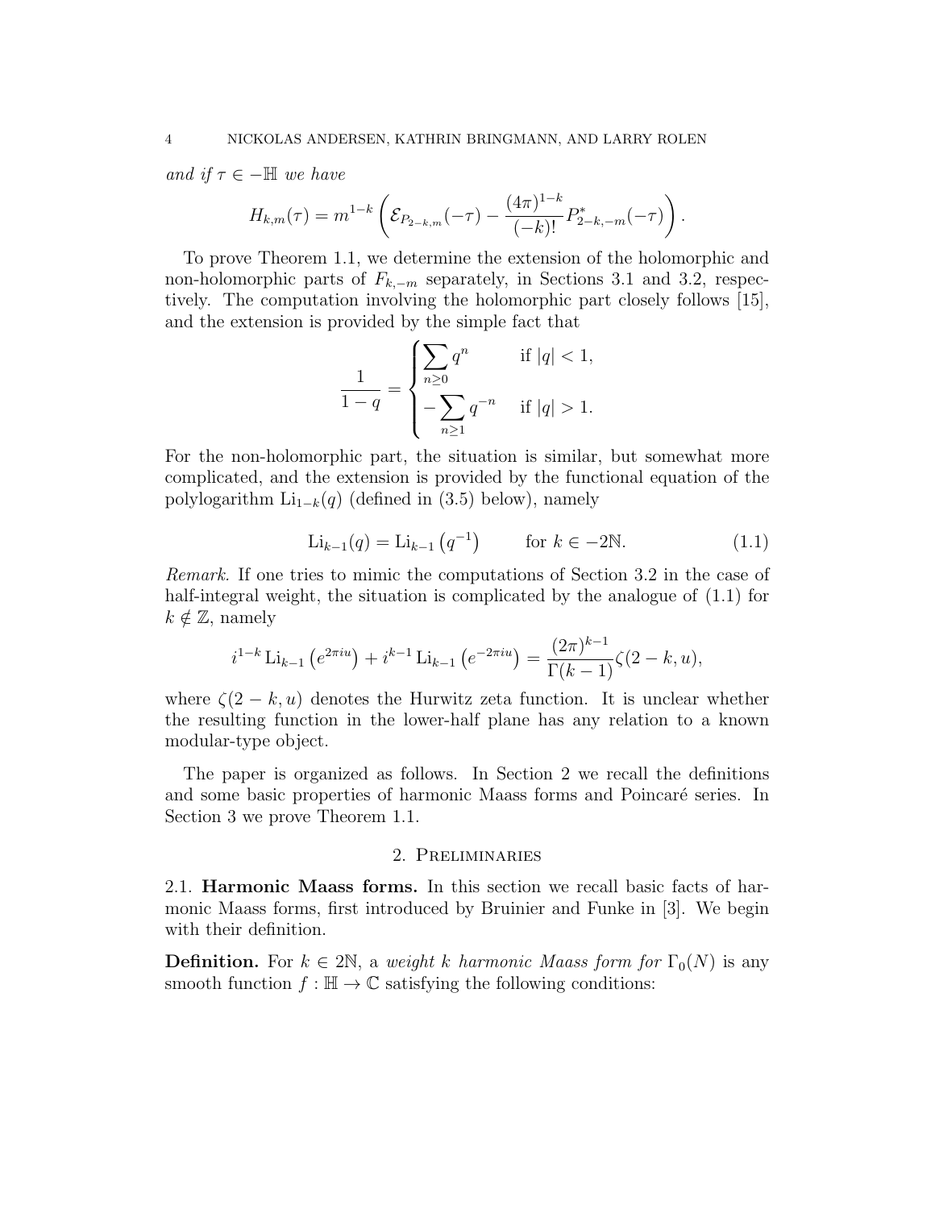*and if $\tau \in -\mathbb{H}$ we have*

$$H_{k,m}(\tau) = m^{1-k}\left(\mathcal{E}_{P_{2-k,m}}(-\tau) - \frac{(4\pi)^{1-k}}{(-k)!}P^*_{2-k,-m}(-\tau)\right).$$

To prove Theorem 1.1, we determine the extension of the holomorphic and non-holomorphic parts of $F_{k,-m}$ separately, in Sections 3.1 and 3.2, respectively. The computation involving the holomorphic part closely follows [15], and the extension is provided by the simple fact that

$$\frac{1}{1-q} = \begin{cases} \displaystyle\sum_{n\geq 0} q^n & \text{if } |q| < 1, \\ \displaystyle -\sum_{n\geq 1} q^{-n} & \text{if } |q| > 1. \end{cases}$$

For the non-holomorphic part, the situation is similar, but somewhat more complicated, and the extension is provided by the functional equation of the polylogarithm $\mathrm{Li}_{1-k}(q)$ (defined in (3.5) below), namely

$$\mathrm{Li}_{k-1}(q) = \mathrm{Li}_{k-1}\left(q^{-1}\right) \qquad \text{for } k \in -2\mathbb{N}. \tag{1.1}$$

*Remark.* If one tries to mimic the computations of Section 3.2 in the case of half-integral weight, the situation is complicated by the analogue of (1.1) for $k \notin \mathbb{Z}$, namely

$$i^{1-k}\,\mathrm{Li}_{k-1}\left(e^{2\pi i u}\right) + i^{k-1}\,\mathrm{Li}_{k-1}\left(e^{-2\pi i u}\right) = \frac{(2\pi)^{k-1}}{\Gamma(k-1)}\zeta(2-k,u),$$

where $\zeta(2-k,u)$ denotes the Hurwitz zeta function. It is unclear whether the resulting function in the lower-half plane has any relation to a known modular-type object.

The paper is organized as follows. In Section 2 we recall the definitions and some basic properties of harmonic Maass forms and Poincaré series. In Section 3 we prove Theorem 1.1.

## 2. Preliminaries

**2.1. Harmonic Maass forms.** In this section we recall basic facts of harmonic Maass forms, first introduced by Bruinier and Funke in [3]. We begin with their definition.

**Definition.** For $k \in 2\mathbb{N}$, a *weight $k$ harmonic Maass form for $\Gamma_0(N)$* is any smooth function $f : \mathbb{H} \to \mathbb{C}$ satisfying the following conditions: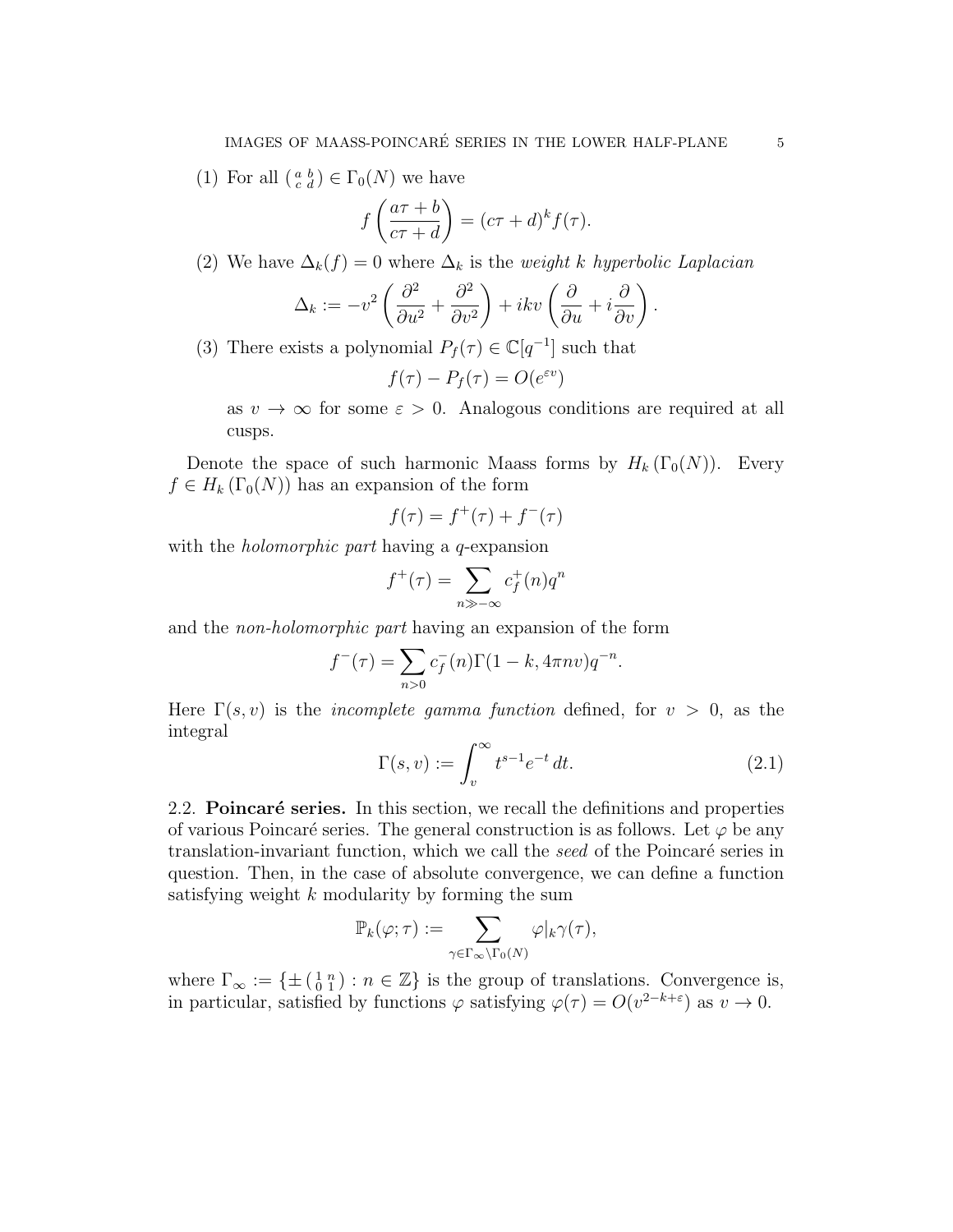(1) For all $\left(\begin{smallmatrix} a & b \\ c & d \end{smallmatrix}\right) \in \Gamma_0(N)$ we have

$$f\left(\frac{a\tau + b}{c\tau + d}\right) = (c\tau + d)^k f(\tau).$$

(2) We have $\Delta_k(f) = 0$ where $\Delta_k$ is the *weight $k$ hyperbolic Laplacian*

$$\Delta_k := -v^2\left(\frac{\partial^2}{\partial u^2} + \frac{\partial^2}{\partial v^2}\right) + ikv\left(\frac{\partial}{\partial u} + i\frac{\partial}{\partial v}\right).$$

(3) There exists a polynomial $P_f(\tau) \in \mathbb{C}[q^{-1}]$ such that

$$f(\tau) - P_f(\tau) = O(e^{\varepsilon v})$$

as $v \to \infty$ for some $\varepsilon > 0$. Analogous conditions are required at all cusps.

Denote the space of such harmonic Maass forms by $H_k(\Gamma_0(N))$. Every $f \in H_k(\Gamma_0(N))$ has an expansion of the form

$$f(\tau) = f^+(\tau) + f^-(\tau)$$

with the *holomorphic part* having a $q$-expansion

$$f^+(\tau) = \sum_{n \gg -\infty} c_f^+(n) q^n$$

and the *non-holomorphic part* having an expansion of the form

$$f^-(\tau) = \sum_{n>0} c_f^-(n) \Gamma(1 - k, 4\pi n v) q^{-n}.$$

Here $\Gamma(s, v)$ is the *incomplete gamma function* defined, for $v > 0$, as the integral

$$\Gamma(s, v) := \int_v^\infty t^{s-1} e^{-t}\, dt. \tag{2.1}$$

## 2.2. Poincaré series.

In this section, we recall the definitions and properties of various Poincaré series. The general construction is as follows. Let $\varphi$ be any translation-invariant function, which we call the *seed* of the Poincaré series in question. Then, in the case of absolute convergence, we can define a function satisfying weight $k$ modularity by forming the sum

$$\mathbb{P}_k(\varphi; \tau) := \sum_{\gamma \in \Gamma_\infty \backslash \Gamma_0(N)} \varphi|_k \gamma(\tau),$$

where $\Gamma_\infty := \{\pm \left(\begin{smallmatrix} 1 & n \\ 0 & 1 \end{smallmatrix}\right) : n \in \mathbb{Z}\}$ is the group of translations. Convergence is, in particular, satisfied by functions $\varphi$ satisfying $\varphi(\tau) = O(v^{2-k+\varepsilon})$ as $v \to 0$.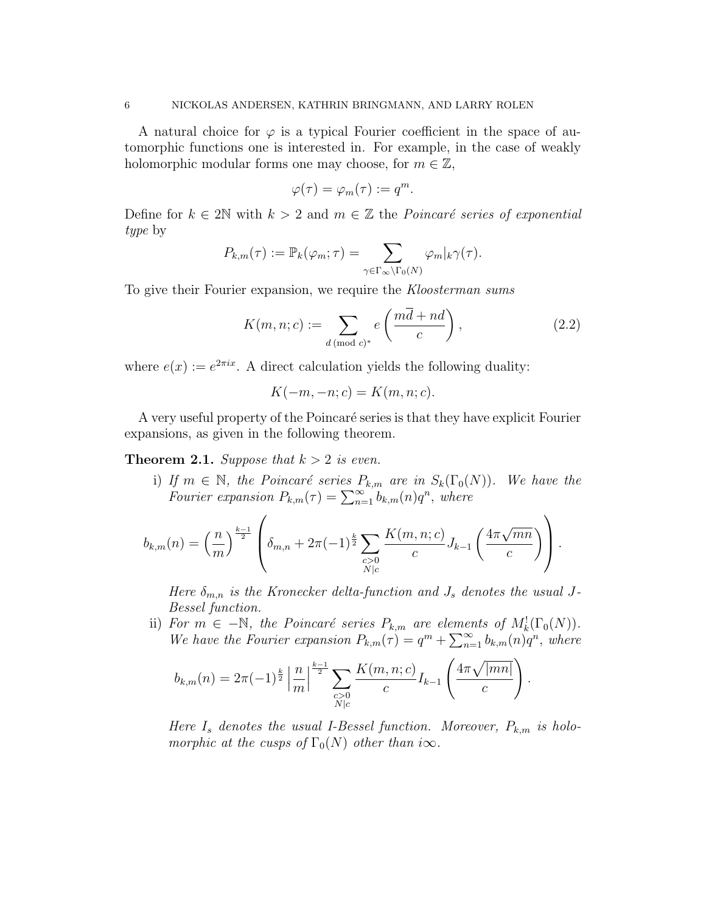A natural choice for $\varphi$ is a typical Fourier coefficient in the space of automorphic functions one is interested in. For example, in the case of weakly holomorphic modular forms one may choose, for $m \in \mathbb{Z}$,

$$\varphi(\tau) = \varphi_m(\tau) := q^m.$$

Define for $k \in 2\mathbb{N}$ with $k > 2$ and $m \in \mathbb{Z}$ the *Poincaré series of exponential type* by

$$P_{k,m}(\tau) := \mathbb{P}_k(\varphi_m; \tau) = \sum_{\gamma \in \Gamma_\infty \backslash \Gamma_0(N)} \varphi_m|_k\gamma(\tau).$$

To give their Fourier expansion, we require the *Kloosterman sums*

$$K(m, n; c) := \sum_{d \pmod{c}^*} e\left(\frac{m\overline{d} + nd}{c}\right), \tag{2.2}$$

where $e(x) := e^{2\pi i x}$. A direct calculation yields the following duality:

$$K(-m, -n; c) = \overline{K(m, n; c)}.$$

A very useful property of the Poincaré series is that they have explicit Fourier expansions, as given in the following theorem.

**Theorem 2.1.** *Suppose that $k > 2$ is even.*

i) *If $m \in \mathbb{N}$, the Poincaré series $P_{k,m}$ are in $S_k(\Gamma_0(N))$. We have the Fourier expansion $P_{k,m}(\tau) = \sum_{n=1}^{\infty} b_{k,m}(n) q^n$, where*

$$b_{k,m}(n) = \left(\frac{n}{m}\right)^{\frac{k-1}{2}} \left(\delta_{m,n} + 2\pi(-1)^{\frac{k}{2}} \sum_{\substack{c>0 \\ N|c}} \frac{K(m, n; c)}{c} J_{k-1}\left(\frac{4\pi\sqrt{mn}}{c}\right)\right).$$

*Here $\delta_{m,n}$ is the Kronecker delta-function and $J_s$ denotes the usual $J$-Bessel function.*

ii) *For $m \in -\mathbb{N}$, the Poincaré series $P_{k,m}$ are elements of $M_k^!(\Gamma_0(N))$. We have the Fourier expansion $P_{k,m}(\tau) = q^m + \sum_{n=1}^{\infty} b_{k,m}(n) q^n$, where*

$$b_{k,m}(n) = 2\pi(-1)^{\frac{k}{2}} \left|\frac{n}{m}\right|^{\frac{k-1}{2}} \sum_{\substack{c>0 \\ N|c}} \frac{K(m, n; c)}{c} I_{k-1}\left(\frac{4\pi\sqrt{|mn|}}{c}\right).$$

*Here $I_s$ denotes the usual $I$-Bessel function. Moreover, $P_{k,m}$ is holomorphic at the cusps of $\Gamma_0(N)$ other than $i\infty$.*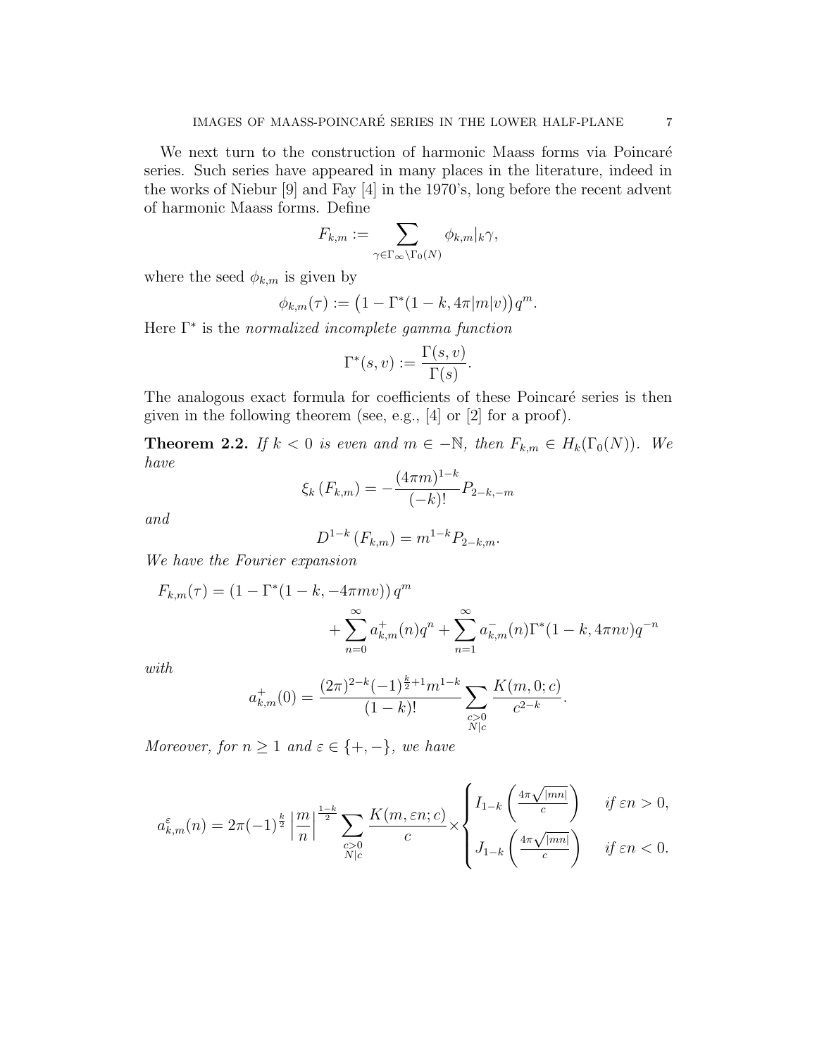We next turn to the construction of harmonic Maass forms via Poincaré series. Such series have appeared in many places in the literature, indeed in the works of Niebur [9] and Fay [4] in the 1970's, long before the recent advent of harmonic Maass forms. Define

$$F_{k,m} := \sum_{\gamma \in \Gamma_\infty \backslash \Gamma_0(N)} \phi_{k,m}|_k \gamma,$$

where the seed $\phi_{k,m}$ is given by

$$\phi_{k,m}(\tau) := \left(1 - \Gamma^*(1-k, 4\pi|m|v)\right) q^m.$$

Here $\Gamma^*$ is the *normalized incomplete gamma function*

$$\Gamma^*(s,v) := \frac{\Gamma(s,v)}{\Gamma(s)}.$$

The analogous exact formula for coefficients of these Poincaré series is then given in the following theorem (see, e.g., [4] or [2] for a proof).

**Theorem 2.2.** *If $k < 0$ is even and $m \in -\mathbb{N}$, then $F_{k,m} \in H_k(\Gamma_0(N))$. We have*

$$\xi_k\left(F_{k,m}\right) = -\frac{(4\pi m)^{1-k}}{(-k)!} P_{2-k,-m}$$

*and*

$$D^{1-k}\left(F_{k,m}\right) = m^{1-k} P_{2-k,m}.$$

*We have the Fourier expansion*

$$F_{k,m}(\tau) = \left(1 - \Gamma^*(1-k, -4\pi m v)\right) q^m + \sum_{n=0}^{\infty} a_{k,m}^{+}(n) q^n + \sum_{n=1}^{\infty} a_{k,m}^{-}(n) \Gamma^*(1-k, 4\pi n v) q^{-n}$$

*with*

$$a_{k,m}^{+}(0) = \frac{(2\pi)^{2-k}(-1)^{\frac{k}{2}+1} m^{1-k}}{(1-k)!} \sum_{\substack{c>0 \\ N|c}} \frac{K(m,0;c)}{c^{2-k}}.$$

*Moreover, for $n \geq 1$ and $\varepsilon \in \{+,-\}$, we have*

$$a_{k,m}^{\varepsilon}(n) = 2\pi(-1)^{\frac{k}{2}} \left|\frac{m}{n}\right|^{\frac{1-k}{2}} \sum_{\substack{c>0 \\ N|c}} \frac{K(m,\varepsilon n;c)}{c} \times \begin{cases} I_{1-k}\left(\frac{4\pi\sqrt{|mn|}}{c}\right) & \text{if } \varepsilon n > 0, \\ J_{1-k}\left(\frac{4\pi\sqrt{|mn|}}{c}\right) & \text{if } \varepsilon n < 0. \end{cases}$$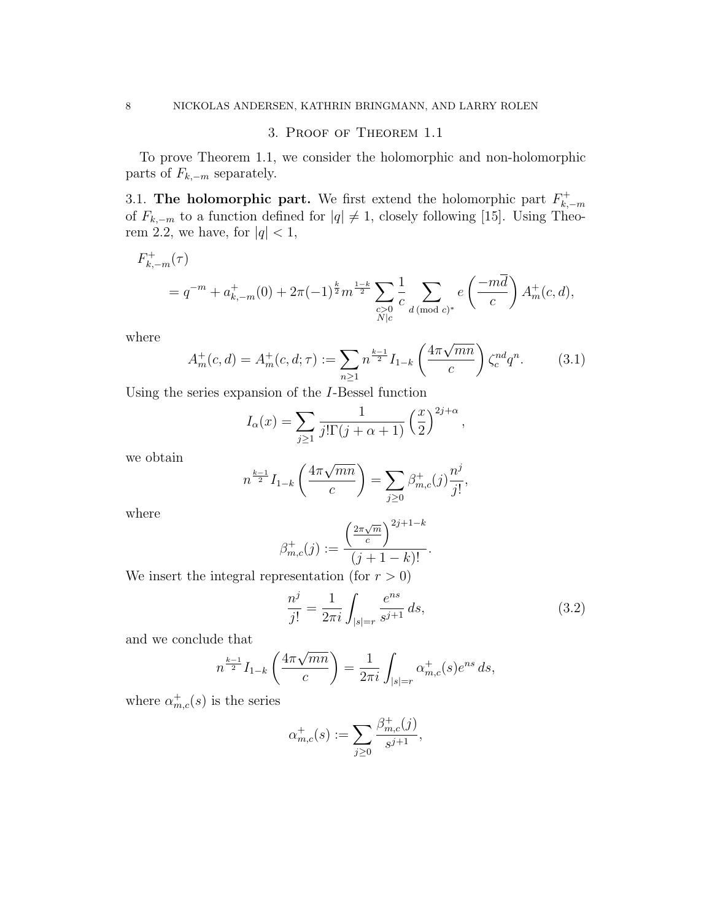## 3. Proof of Theorem 1.1

To prove Theorem 1.1, we consider the holomorphic and non-holomorphic parts of $F_{k,-m}$ separately.

### 3.1. The holomorphic part.

We first extend the holomorphic part $F^+_{k,-m}$ of $F_{k,-m}$ to a function defined for $|q| \neq 1$, closely following [15]. Using Theorem 2.2, we have, for $|q| < 1$,

$$
\begin{aligned}
&F^+_{k,-m}(\tau) \\
&\quad = q^{-m} + a^+_{k,-m}(0) + 2\pi(-1)^{\frac{k}{2}} m^{\frac{1-k}{2}} \sum_{\substack{c>0 \\ N|c}} \frac{1}{c} \sum_{d \pmod{c}^*} e\left(\frac{-m\overline{d}}{c}\right) A^+_m(c,d),
\end{aligned}
$$

where

$$
A^+_m(c,d) = A^+_m(c,d;\tau) := \sum_{n\geq 1} n^{\frac{k-1}{2}} I_{1-k}\left(\frac{4\pi\sqrt{mn}}{c}\right) \zeta_c^{nd} q^n. \tag{3.1}
$$

Using the series expansion of the $I$-Bessel function

$$
I_\alpha(x) = \sum_{j\geq 1} \frac{1}{j!\Gamma(j+\alpha+1)} \left(\frac{x}{2}\right)^{2j+\alpha},
$$

we obtain

$$
n^{\frac{k-1}{2}} I_{1-k}\left(\frac{4\pi\sqrt{mn}}{c}\right) = \sum_{j\geq 0} \beta^+_{m,c}(j) \frac{n^j}{j!},
$$

where

$$
\beta^+_{m,c}(j) := \frac{\left(\frac{2\pi\sqrt{m}}{c}\right)^{2j+1-k}}{(j+1-k)!}.
$$

We insert the integral representation (for $r > 0$)

$$
\frac{n^j}{j!} = \frac{1}{2\pi i} \int_{|s|=r} \frac{e^{ns}}{s^{j+1}}\, ds, \tag{3.2}
$$

and we conclude that

$$
n^{\frac{k-1}{2}} I_{1-k}\left(\frac{4\pi\sqrt{mn}}{c}\right) = \frac{1}{2\pi i} \int_{|s|=r} \alpha^+_{m,c}(s) e^{ns}\, ds,
$$

where $\alpha^+_{m,c}(s)$ is the series

$$
\alpha^+_{m,c}(s) := \sum_{j\geq 0} \frac{\beta^+_{m,c}(j)}{s^{j+1}},
$$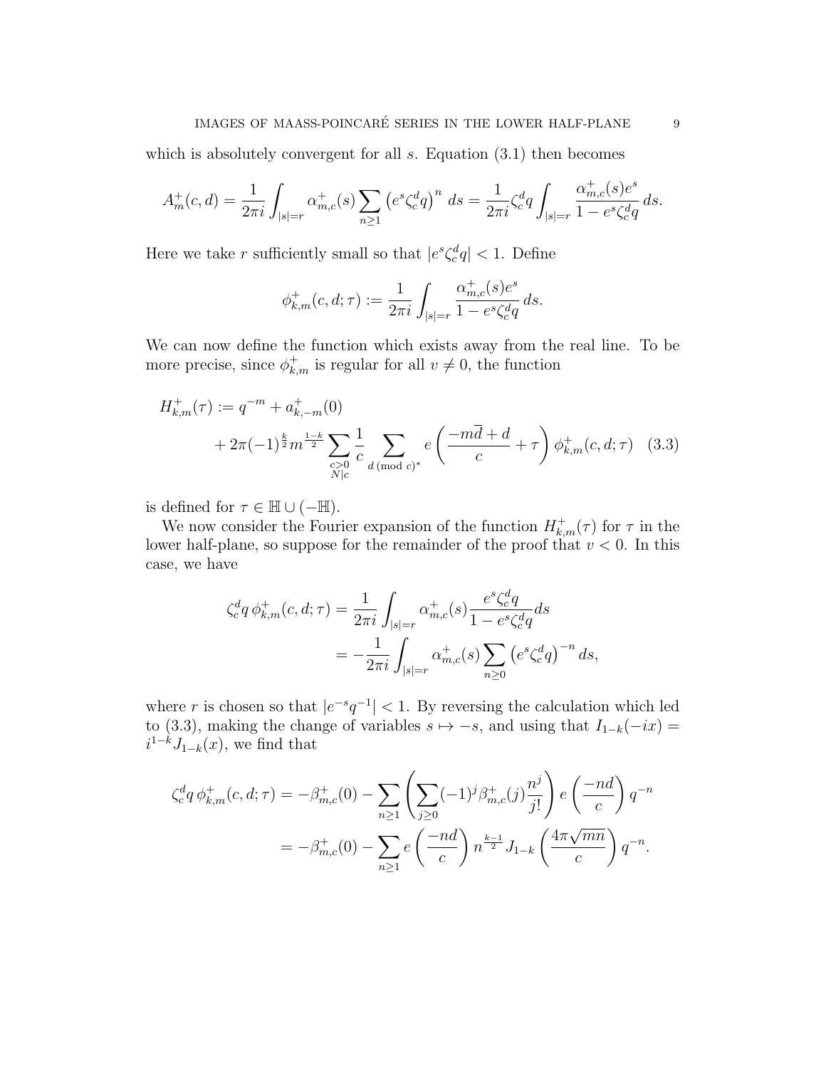which is absolutely convergent for all $s$. Equation (3.1) then becomes

$$A_m^+(c,d) = \frac{1}{2\pi i}\int_{|s|=r} \alpha_{m,c}^+(s)\sum_{n\geq 1}\left(e^s\zeta_c^d q\right)^n\, ds = \frac{1}{2\pi i}\zeta_c^d q\int_{|s|=r}\frac{\alpha_{m,c}^+(s)e^s}{1-e^s\zeta_c^d q}\, ds.$$

Here we take $r$ sufficiently small so that $|e^s\zeta_c^d q| < 1$. Define

$$\phi_{k,m}^+(c,d;\tau) := \frac{1}{2\pi i}\int_{|s|=r}\frac{\alpha_{m,c}^+(s)e^s}{1-e^s\zeta_c^d q}\, ds.$$

We can now define the function which exists away from the real line. To be more precise, since $\phi_{k,m}^+$ is regular for all $v \neq 0$, the function

$$\begin{aligned} H_{k,m}^+(\tau) &:= q^{-m} + a_{k,-m}^+(0) \\ &\quad + 2\pi(-1)^{\frac{k}{2}} m^{\frac{1-k}{2}} \sum_{\substack{c>0\\ N|c}} \frac{1}{c} \sum_{d \,(\mathrm{mod}\ c)^*} e\left(\frac{-m\overline{d}+d}{c}+\tau\right)\phi_{k,m}^+(c,d;\tau) \end{aligned} \tag{3.3}$$

is defined for $\tau \in \mathbb{H} \cup (-\mathbb{H})$.

We now consider the Fourier expansion of the function $H_{k,m}^+(\tau)$ for $\tau$ in the lower half-plane, so suppose for the remainder of the proof that $v < 0$. In this case, we have

$$\begin{aligned} \zeta_c^d q\, \phi_{k,m}^+(c,d;\tau) &= \frac{1}{2\pi i}\int_{|s|=r} \alpha_{m,c}^+(s)\frac{e^s\zeta_c^d q}{1-e^s\zeta_c^d q} ds \\ &= -\frac{1}{2\pi i}\int_{|s|=r}\alpha_{m,c}^+(s)\sum_{n\geq 0}\left(e^s\zeta_c^d q\right)^{-n} ds, \end{aligned}$$

where $r$ is chosen so that $|e^{-s}q^{-1}| < 1$. By reversing the calculation which led to (3.3), making the change of variables $s \mapsto -s$, and using that $I_{1-k}(-ix) = i^{1-k}J_{1-k}(x)$, we find that

$$\begin{aligned} \zeta_c^d q\, \phi_{k,m}^+(c,d;\tau) &= -\beta_{m,c}^+(0) - \sum_{n\geq 1}\left(\sum_{j\geq 0}(-1)^j\beta_{m,c}^+(j)\frac{n^j}{j!}\right) e\left(\frac{-nd}{c}\right) q^{-n} \\ &= -\beta_{m,c}^+(0) - \sum_{n\geq 1} e\left(\frac{-nd}{c}\right) n^{\frac{k-1}{2}} J_{1-k}\left(\frac{4\pi\sqrt{mn}}{c}\right) q^{-n}. \end{aligned}$$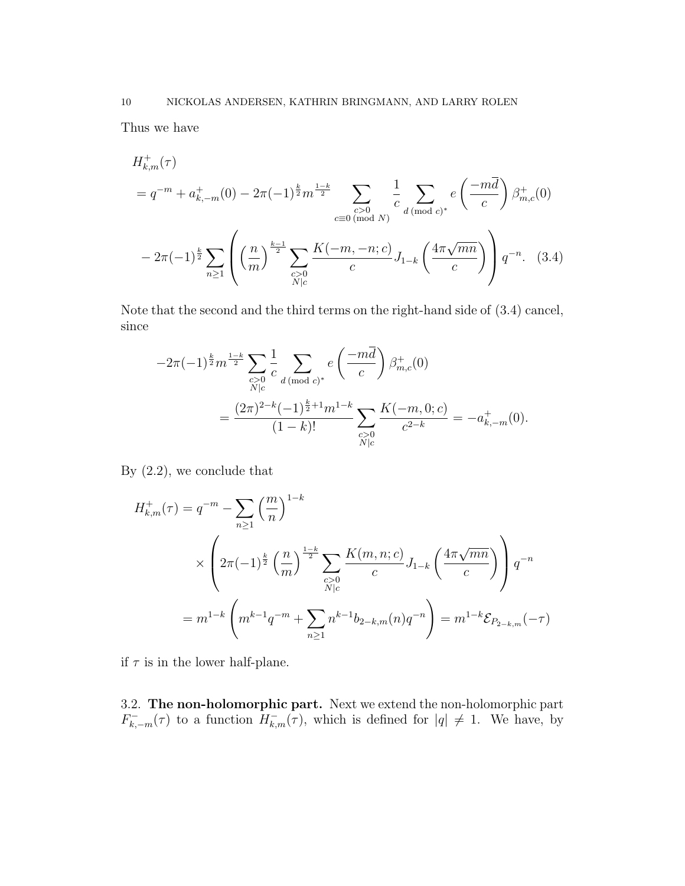Thus we have

$$
\begin{aligned}
&H_{k,m}^{+}(\tau)\\
&= q^{-m} + a_{k,-m}^{+}(0) - 2\pi(-1)^{\frac{k}{2}} m^{\frac{1-k}{2}} \sum_{\substack{c>0 \\ c\equiv 0 \pmod{N}}} \frac{1}{c} \sum_{d \pmod{c}^*} e\left(\frac{-m\overline{d}}{c}\right) \beta_{m,c}^{+}(0)\\
&\quad - 2\pi(-1)^{\frac{k}{2}} \sum_{n\geq 1} \left( \left(\frac{n}{m}\right)^{\frac{k-1}{2}} \sum_{\substack{c>0 \\ N|c}} \frac{K(-m,-n;c)}{c} J_{1-k}\left(\frac{4\pi\sqrt{mn}}{c}\right)\right) q^{-n}. \quad (3.4)
\end{aligned}
$$

Note that the second and the third terms on the right-hand side of (3.4) cancel, since

$$
\begin{aligned}
-2\pi(-1)^{\frac{k}{2}} m^{\frac{1-k}{2}} &\sum_{\substack{c>0 \\ N|c}} \frac{1}{c} \sum_{d \pmod{c}^*} e\left(\frac{-m\overline{d}}{c}\right) \beta_{m,c}^{+}(0)\\
&= \frac{(2\pi)^{2-k}(-1)^{\frac{k}{2}+1} m^{1-k}}{(1-k)!} \sum_{\substack{c>0 \\ N|c}} \frac{K(-m,0;c)}{c^{2-k}} = -a_{k,-m}^{+}(0).
\end{aligned}
$$

By (2.2), we conclude that

$$
\begin{aligned}
H_{k,m}^{+}(\tau) &= q^{-m} - \sum_{n\geq 1} \left(\frac{m}{n}\right)^{1-k}\\
&\quad \times \left( 2\pi(-1)^{\frac{k}{2}} \left(\frac{n}{m}\right)^{\frac{1-k}{2}} \sum_{\substack{c>0 \\ N|c}} \frac{K(m,n;c)}{c} J_{1-k}\left(\frac{4\pi\sqrt{mn}}{c}\right)\right) q^{-n}\\
&= m^{1-k}\left( m^{k-1} q^{-m} + \sum_{n\geq 1} n^{k-1} b_{2-k,m}(n) q^{-n}\right) = m^{1-k} \mathcal{E}_{P_{2-k,m}}(-\tau)
\end{aligned}
$$

if $\tau$ is in the lower half-plane.

### 3.2. **The non-holomorphic part.**

Next we extend the non-holomorphic part $F_{k,-m}^{-}(\tau)$ to a function $H_{k,m}^{-}(\tau)$, which is defined for $|q| \neq 1$. We have, by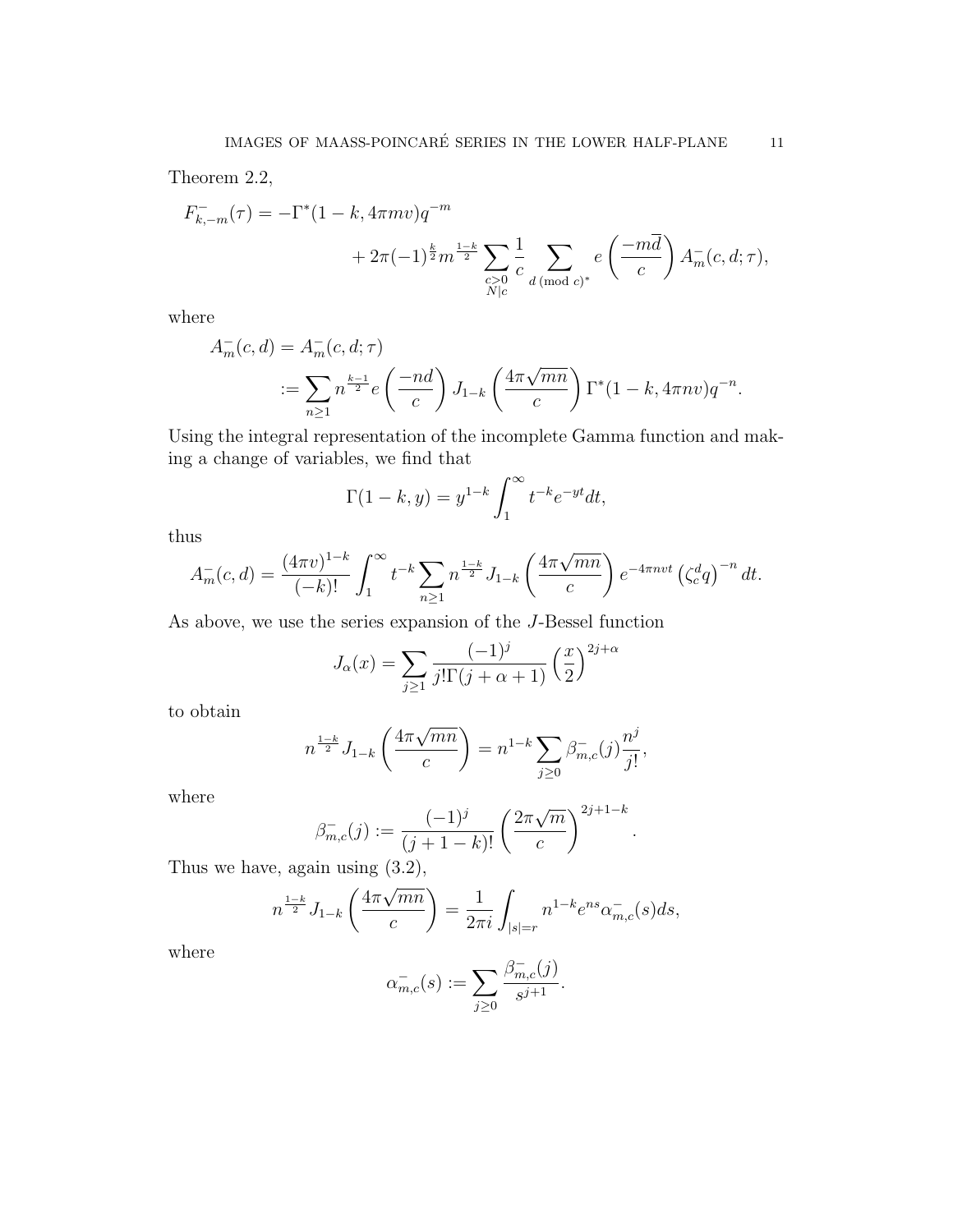Theorem 2.2,

$$F_{k,-m}^{-}(\tau) = -\Gamma^*(1-k, 4\pi m v)q^{-m} + 2\pi(-1)^{\frac{k}{2}} m^{\frac{1-k}{2}} \sum_{\substack{c>0 \\ N|c}} \frac{1}{c} \sum_{d \pmod{c}^*} e\left(\frac{-m\overline{d}}{c}\right) A_m^{-}(c,d;\tau),$$

where

$$A_m^{-}(c,d) = A_m^{-}(c,d;\tau) := \sum_{n\geq 1} n^{\frac{k-1}{2}} e\left(\frac{-nd}{c}\right) J_{1-k}\left(\frac{4\pi\sqrt{mn}}{c}\right) \Gamma^*(1-k, 4\pi n v) q^{-n}.$$

Using the integral representation of the incomplete Gamma function and making a change of variables, we find that

$$\Gamma(1-k, y) = y^{1-k} \int_1^\infty t^{-k} e^{-yt} dt,$$

thus

$$A_m^{-}(c,d) = \frac{(4\pi v)^{1-k}}{(-k)!} \int_1^\infty t^{-k} \sum_{n\geq 1} n^{\frac{1-k}{2}} J_{1-k}\left(\frac{4\pi\sqrt{mn}}{c}\right) e^{-4\pi n v t} \left(\zeta_c^d q\right)^{-n} dt.$$

As above, we use the series expansion of the $J$-Bessel function

$$J_\alpha(x) = \sum_{j\geq 1} \frac{(-1)^j}{j!\Gamma(j+\alpha+1)} \left(\frac{x}{2}\right)^{2j+\alpha}$$

to obtain

$$n^{\frac{1-k}{2}} J_{1-k}\left(\frac{4\pi\sqrt{mn}}{c}\right) = n^{1-k} \sum_{j\geq 0} \beta_{m,c}^{-}(j) \frac{n^j}{j!},$$

where

$$\beta_{m,c}^{-}(j) := \frac{(-1)^j}{(j+1-k)!} \left(\frac{2\pi\sqrt{m}}{c}\right)^{2j+1-k}.$$

Thus we have, again using (3.2),

$$n^{\frac{1-k}{2}} J_{1-k}\left(\frac{4\pi\sqrt{mn}}{c}\right) = \frac{1}{2\pi i} \int_{|s|=r} n^{1-k} e^{ns} \alpha_{m,c}^{-}(s) ds,$$

where

$$\alpha_{m,c}^{-}(s) := \sum_{j\geq 0} \frac{\beta_{m,c}^{-}(j)}{s^{j+1}}.$$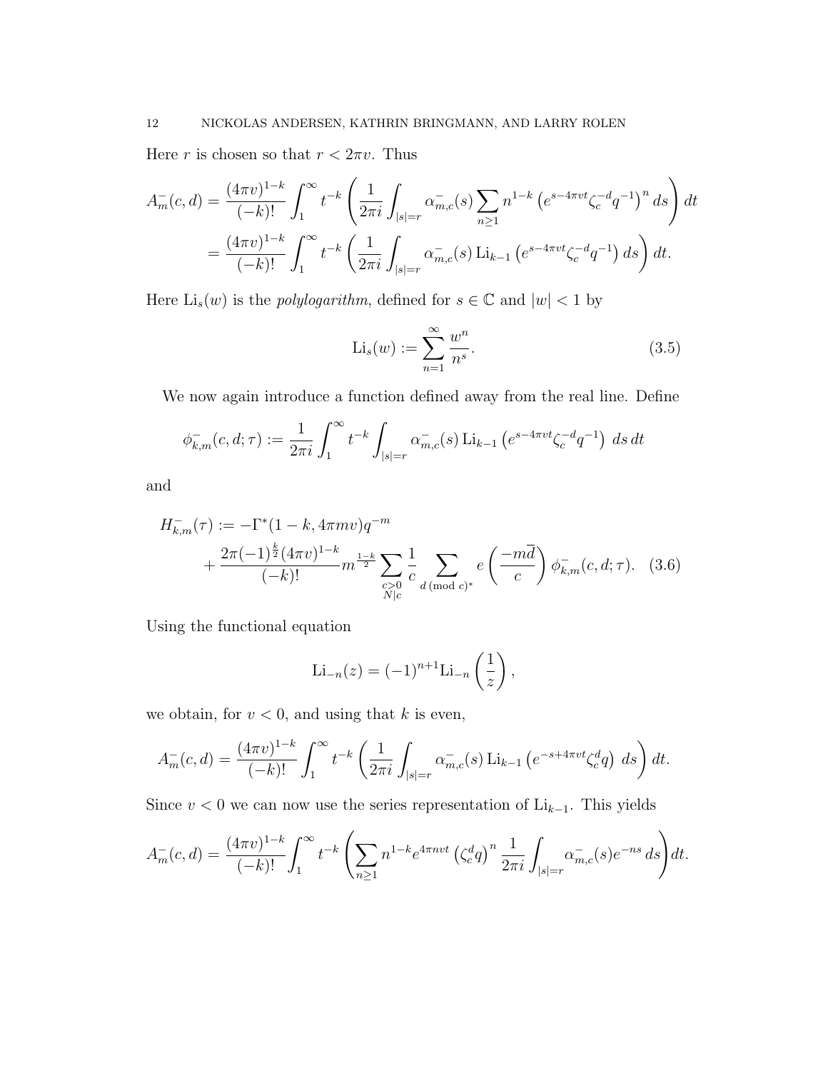Here $r$ is chosen so that $r < 2\pi v$. Thus

$$A_m^-(c,d) = \frac{(4\pi v)^{1-k}}{(-k)!} \int_1^\infty t^{-k} \left( \frac{1}{2\pi i} \int_{|s|=r} \alpha_{m,c}^-(s) \sum_{n\geq 1} n^{1-k} \left(e^{s-4\pi vt}\zeta_c^{-d} q^{-1}\right)^n ds \right) dt$$

$$= \frac{(4\pi v)^{1-k}}{(-k)!} \int_1^\infty t^{-k} \left( \frac{1}{2\pi i} \int_{|s|=r} \alpha_{m,c}^-(s) \operatorname{Li}_{k-1}\left(e^{s-4\pi vt}\zeta_c^{-d} q^{-1}\right) ds \right) dt.$$

Here $\operatorname{Li}_s(w)$ is the *polylogarithm*, defined for $s \in \mathbb{C}$ and $|w| < 1$ by

$$\operatorname{Li}_s(w) := \sum_{n=1}^\infty \frac{w^n}{n^s}. \tag{3.5}$$

We now again introduce a function defined away from the real line. Define

$$\phi_{k,m}^-(c,d;\tau) := \frac{1}{2\pi i} \int_1^\infty t^{-k} \int_{|s|=r} \alpha_{m,c}^-(s) \operatorname{Li}_{k-1}\left(e^{s-4\pi vt}\zeta_c^{-d} q^{-1}\right) ds\, dt$$

and

$$H_{k,m}^-(\tau) := -\Gamma^*(1-k, 4\pi mv) q^{-m} + \frac{2\pi(-1)^{\frac{k}{2}}(4\pi v)^{1-k}}{(-k)!} m^{\frac{1-k}{2}} \sum_{\substack{c>0\\ N|c}} \frac{1}{c} \sum_{d \pmod{c}^*} e\left(\frac{-m\overline{d}}{c}\right) \phi_{k,m}^-(c,d;\tau). \tag{3.6}$$

Using the functional equation

$$\operatorname{Li}_{-n}(z) = (-1)^{n+1}\operatorname{Li}_{-n}\left(\frac{1}{z}\right),$$

we obtain, for $v < 0$, and using that $k$ is even,

$$A_m^-(c,d) = \frac{(4\pi v)^{1-k}}{(-k)!} \int_1^\infty t^{-k} \left( \frac{1}{2\pi i} \int_{|s|=r} \alpha_{m,c}^-(s) \operatorname{Li}_{k-1}\left(e^{-s+4\pi vt}\zeta_c^{d} q\right) ds \right) dt.$$

Since $v < 0$ we can now use the series representation of $\operatorname{Li}_{k-1}$. This yields

$$A_m^-(c,d) = \frac{(4\pi v)^{1-k}}{(-k)!} \int_1^\infty t^{-k} \left( \sum_{n\geq 1} n^{1-k} e^{4\pi nvt} \left(\zeta_c^d q\right)^n \frac{1}{2\pi i} \int_{|s|=r} \alpha_{m,c}^-(s) e^{-ns}\, ds \right) dt.$$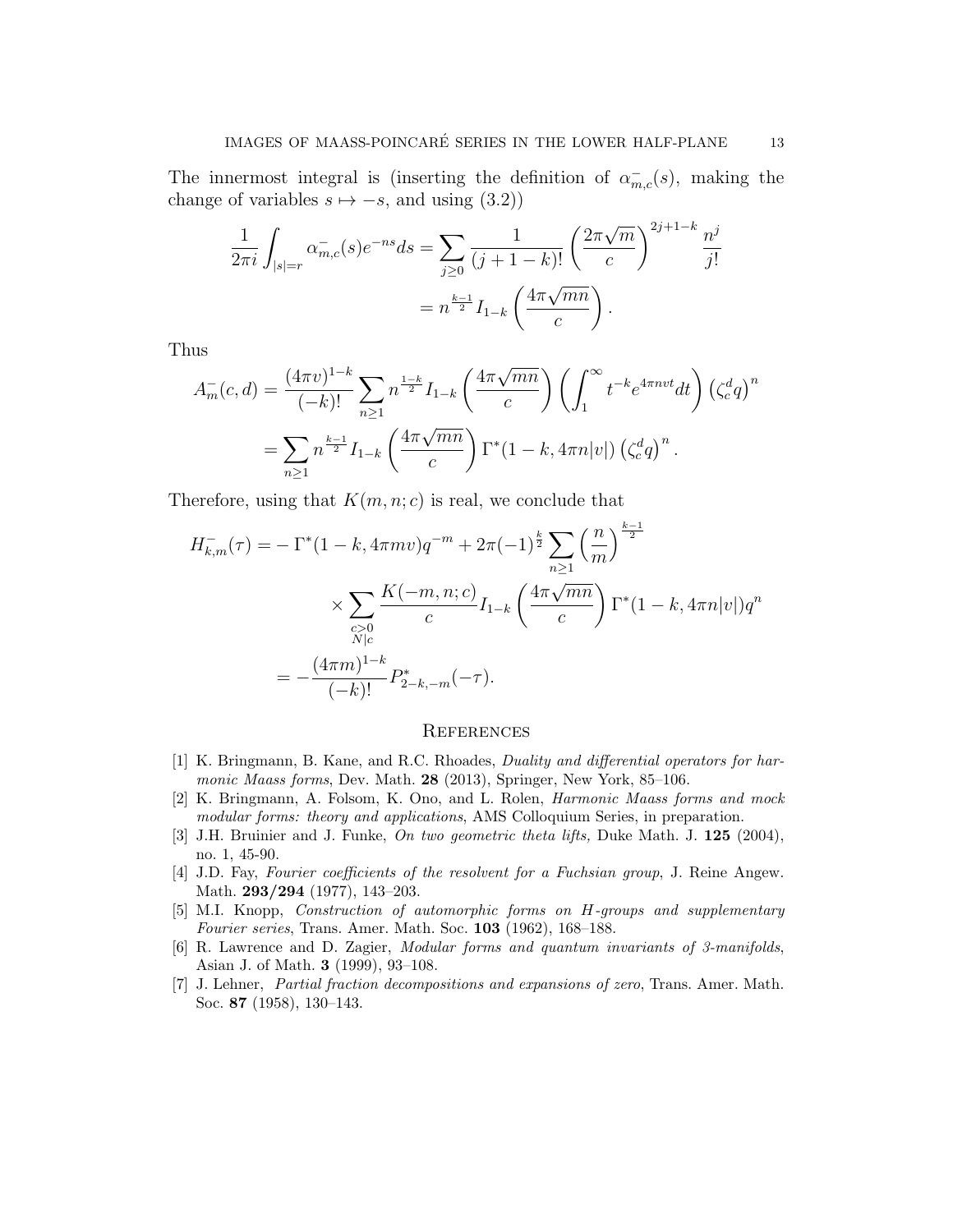The innermost integral is (inserting the definition of $\alpha^-_{m,c}(s)$, making the change of variables $s \mapsto -s$, and using (3.2))

$$\frac{1}{2\pi i}\int_{|s|=r} \alpha^-_{m,c}(s)e^{-ns}ds = \sum_{j\geq 0} \frac{1}{(j+1-k)!}\left(\frac{2\pi\sqrt{m}}{c}\right)^{2j+1-k}\frac{n^j}{j!}$$
$$= n^{\frac{k-1}{2}} I_{1-k}\left(\frac{4\pi\sqrt{mn}}{c}\right).$$

Thus

$$A^-_m(c,d) = \frac{(4\pi v)^{1-k}}{(-k)!}\sum_{n\geq 1} n^{\frac{1-k}{2}} I_{1-k}\left(\frac{4\pi\sqrt{mn}}{c}\right)\left(\int_1^\infty t^{-k}e^{4\pi n v t}dt\right)\left(\zeta_c^d q\right)^n$$
$$= \sum_{n\geq 1} n^{\frac{k-1}{2}} I_{1-k}\left(\frac{4\pi\sqrt{mn}}{c}\right)\Gamma^*(1-k, 4\pi n|v|)\left(\zeta_c^d q\right)^n.$$

Therefore, using that $K(m,n;c)$ is real, we conclude that

$$H^-_{k,m}(\tau) = -\Gamma^*(1-k, 4\pi m v)q^{-m} + 2\pi(-1)^{\frac{k}{2}}\sum_{n\geq 1}\left(\frac{n}{m}\right)^{\frac{k-1}{2}}$$
$$\times \sum_{\substack{c>0\\ N|c}} \frac{K(-m,n;c)}{c} I_{1-k}\left(\frac{4\pi\sqrt{mn}}{c}\right)\Gamma^*(1-k, 4\pi n|v|)q^n$$
$$= -\frac{(4\pi m)^{1-k}}{(-k)!}P^*_{2-k,-m}(-\tau).$$

## References

[1] K. Bringmann, B. Kane, and R.C. Rhoades, *Duality and differential operators for harmonic Maass forms*, Dev. Math. **28** (2013), Springer, New York, 85–106.

[2] K. Bringmann, A. Folsom, K. Ono, and L. Rolen, *Harmonic Maass forms and mock modular forms: theory and applications*, AMS Colloquium Series, in preparation.

[3] J.H. Bruinier and J. Funke, *On two geometric theta lifts,* Duke Math. J. **125** (2004), no. 1, 45-90.

[4] J.D. Fay, *Fourier coefficients of the resolvent for a Fuchsian group*, J. Reine Angew. Math. **293/294** (1977), 143–203.

[5] M.I. Knopp, *Construction of automorphic forms on H-groups and supplementary Fourier series*, Trans. Amer. Math. Soc. **103** (1962), 168–188.

[6] R. Lawrence and D. Zagier, *Modular forms and quantum invariants of 3-manifolds*, Asian J. of Math. **3** (1999), 93–108.

[7] J. Lehner, *Partial fraction decompositions and expansions of zero*, Trans. Amer. Math. Soc. **87** (1958), 130–143.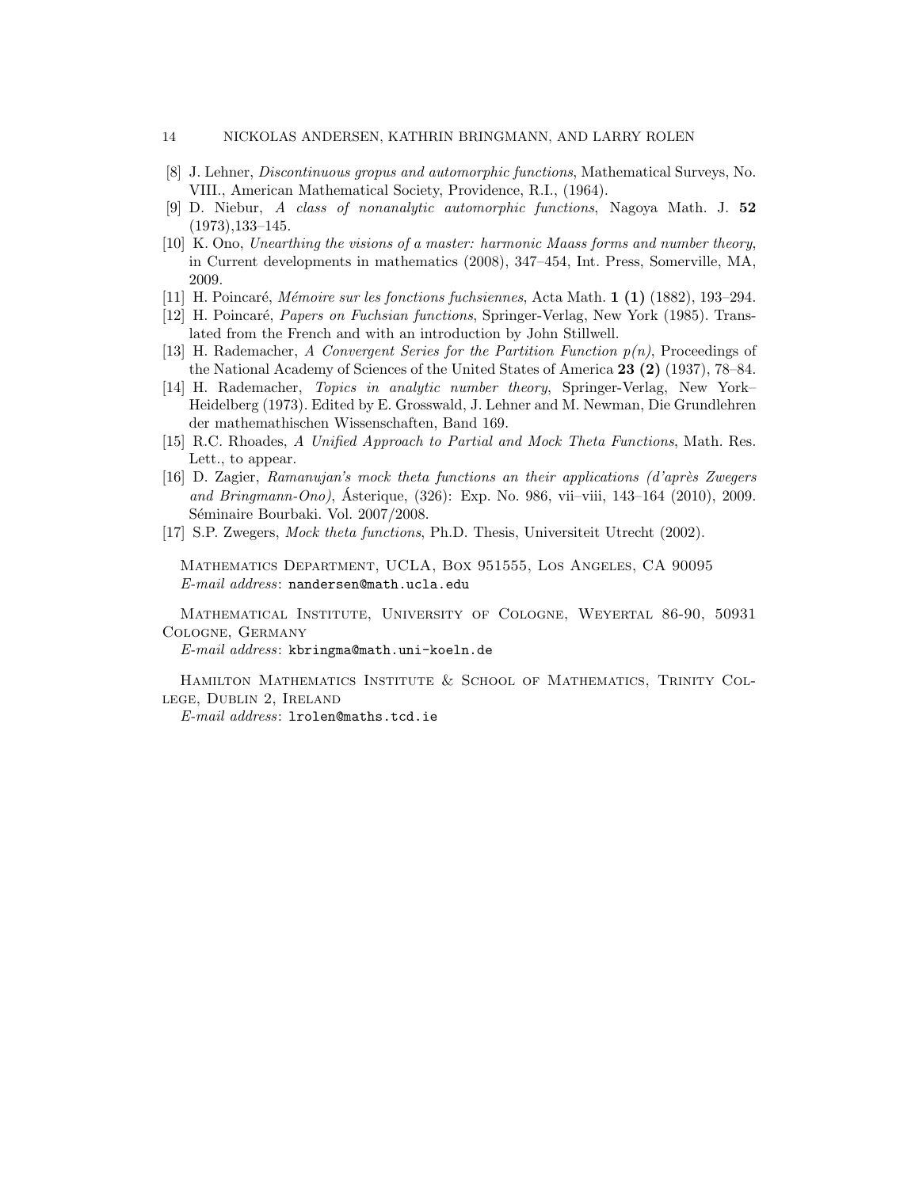[8] J. Lehner, *Discontinuous gropus and automorphic functions*, Mathematical Surveys, No. VIII., American Mathematical Society, Providence, R.I., (1964).

[9] D. Niebur, *A class of nonanalytic automorphic functions*, Nagoya Math. J. **52** (1973),133–145.

[10] K. Ono, *Unearthing the visions of a master: harmonic Maass forms and number theory*, in Current developments in mathematics (2008), 347–454, Int. Press, Somerville, MA, 2009.

[11] H. Poincaré, *Mémoire sur les fonctions fuchsiennes*, Acta Math. **1 (1)** (1882), 193–294.

[12] H. Poincaré, *Papers on Fuchsian functions*, Springer-Verlag, New York (1985). Translated from the French and with an introduction by John Stillwell.

[13] H. Rademacher, *A Convergent Series for the Partition Function p(n)*, Proceedings of the National Academy of Sciences of the United States of America **23 (2)** (1937), 78–84.

[14] H. Rademacher, *Topics in analytic number theory*, Springer-Verlag, New York–Heidelberg (1973). Edited by E. Grosswald, J. Lehner and M. Newman, Die Grundlehren der mathemathischen Wissenschaften, Band 169.

[15] R.C. Rhoades, *A Unified Approach to Partial and Mock Theta Functions*, Math. Res. Lett., to appear.

[16] D. Zagier, *Ramanujan's mock theta functions an their applications (d'après Zwegers and Bringmann-Ono)*, Ásterique, (326): Exp. No. 986, vii–viii, 143–164 (2010), 2009. Séminaire Bourbaki. Vol. 2007/2008.

[17] S.P. Zwegers, *Mock theta functions*, Ph.D. Thesis, Universiteit Utrecht (2002).

Mathematics Department, UCLA, Box 951555, Los Angeles, CA 90095
*E-mail address*: nandersen@math.ucla.edu

Mathematical Institute, University of Cologne, Weyertal 86-90, 50931 Cologne, Germany
*E-mail address*: kbringma@math.uni-koeln.de

Hamilton Mathematics Institute & School of Mathematics, Trinity College, Dublin 2, Ireland
*E-mail address*: lrolen@maths.tcd.ie